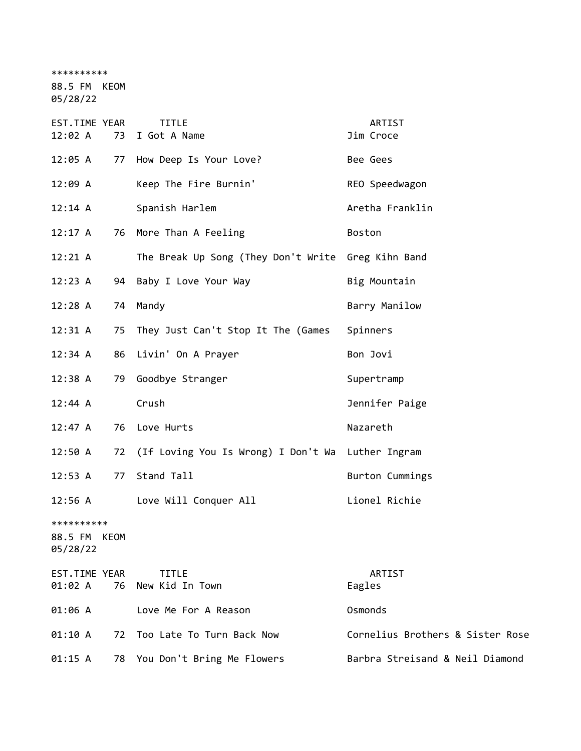**********
88.5 FM  KEOM
05/28/22

| EST.TIME | YEAR | TITLE | ARTIST |
| --- | --- | --- | --- |
| 12:02 A | 73 | I Got A Name | Jim Croce |
| 12:05 A | 77 | How Deep Is Your Love? | Bee Gees |
| 12:09 A | | Keep The Fire Burnin' | REO Speedwagon |
| 12:14 A | | Spanish Harlem | Aretha Franklin |
| 12:17 A | 76 | More Than A Feeling | Boston |
| 12:21 A | | The Break Up Song (They Don't Write | Greg Kihn Band |
| 12:23 A | 94 | Baby I Love Your Way | Big Mountain |
| 12:28 A | 74 | Mandy | Barry Manilow |
| 12:31 A | 75 | They Just Can't Stop It The (Games | Spinners |
| 12:34 A | 86 | Livin' On A Prayer | Bon Jovi |
| 12:38 A | 79 | Goodbye Stranger | Supertramp |
| 12:44 A | | Crush | Jennifer Paige |
| 12:47 A | 76 | Love Hurts | Nazareth |
| 12:50 A | 72 | (If Loving You Is Wrong) I Don't Wa | Luther Ingram |
| 12:53 A | 77 | Stand Tall | Burton Cummings |
| 12:56 A | | Love Will Conquer All | Lionel Richie |

**********
88.5 FM  KEOM
05/28/22

| EST.TIME | YEAR | TITLE | ARTIST |
| --- | --- | --- | --- |
| 01:02 A | 76 | New Kid In Town | Eagles |
| 01:06 A | | Love Me For A Reason | Osmonds |
| 01:10 A | 72 | Too Late To Turn Back Now | Cornelius Brothers & Sister Rose |
| 01:15 A | 78 | You Don't Bring Me Flowers | Barbra Streisand & Neil Diamond |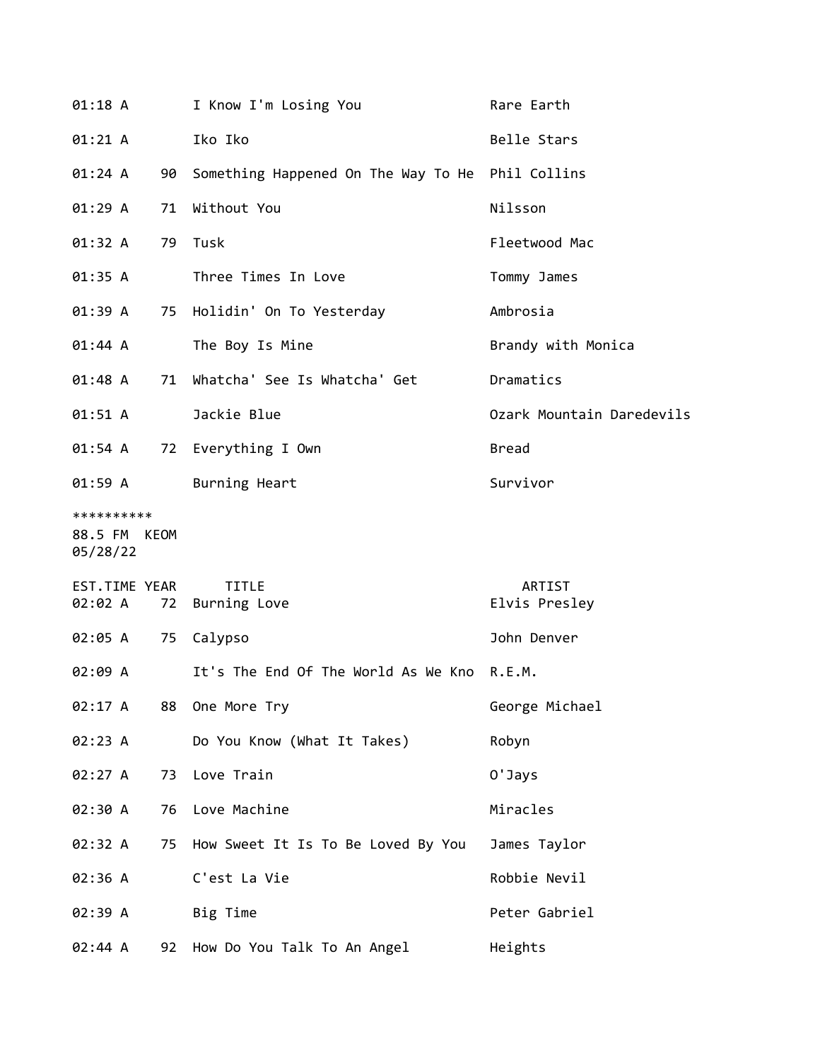| EST.TIME | YEAR | TITLE | ARTIST |
|---|---|---|---|
| 01:18 A | | I Know I'm Losing You | Rare Earth |
| 01:21 A | | Iko Iko | Belle Stars |
| 01:24 A | 90 | Something Happened On The Way To He | Phil Collins |
| 01:29 A | 71 | Without You | Nilsson |
| 01:32 A | 79 | Tusk | Fleetwood Mac |
| 01:35 A | | Three Times In Love | Tommy James |
| 01:39 A | 75 | Holidin' On To Yesterday | Ambrosia |
| 01:44 A | | The Boy Is Mine | Brandy with Monica |
| 01:48 A | 71 | Whatcha' See Is Whatcha' Get | Dramatics |
| 01:51 A | | Jackie Blue | Ozark Mountain Daredevils |
| 01:54 A | 72 | Everything I Own | Bread |
| 01:59 A | | Burning Heart | Survivor |

**********
88.5 FM KEOM
05/28/22

| EST.TIME | YEAR | TITLE | ARTIST |
|---|---|---|---|
| 02:02 A | 72 | Burning Love | Elvis Presley |
| 02:05 A | 75 | Calypso | John Denver |
| 02:09 A | | It's The End Of The World As We Kno | R.E.M. |
| 02:17 A | 88 | One More Try | George Michael |
| 02:23 A | | Do You Know (What It Takes) | Robyn |
| 02:27 A | 73 | Love Train | O'Jays |
| 02:30 A | 76 | Love Machine | Miracles |
| 02:32 A | 75 | How Sweet It Is To Be Loved By You | James Taylor |
| 02:36 A | | C'est La Vie | Robbie Nevil |
| 02:39 A | | Big Time | Peter Gabriel |
| 02:44 A | 92 | How Do You Talk To An Angel | Heights |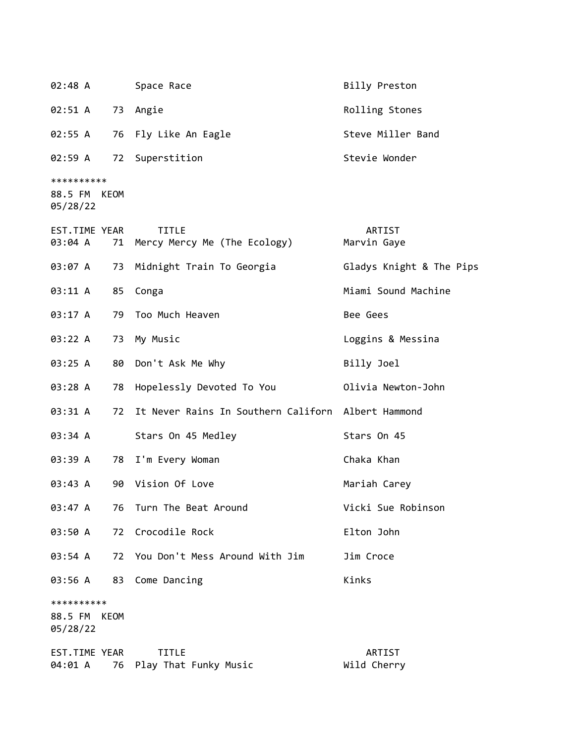| EST.TIME | YEAR | TITLE | ARTIST |
|---|---|---|---|
| 02:48 A | | Space Race | Billy Preston |
| 02:51 A | 73 | Angie | Rolling Stones |
| 02:55 A | 76 | Fly Like An Eagle | Steve Miller Band |
| 02:59 A | 72 | Superstition | Stevie Wonder |

**********
88.5 FM KEOM
05/28/22

| EST.TIME | YEAR | TITLE | ARTIST |
|---|---|---|---|
| 03:04 A | 71 | Mercy Mercy Me (The Ecology) | Marvin Gaye |
| 03:07 A | 73 | Midnight Train To Georgia | Gladys Knight & The Pips |
| 03:11 A | 85 | Conga | Miami Sound Machine |
| 03:17 A | 79 | Too Much Heaven | Bee Gees |
| 03:22 A | 73 | My Music | Loggins & Messina |
| 03:25 A | 80 | Don't Ask Me Why | Billy Joel |
| 03:28 A | 78 | Hopelessly Devoted To You | Olivia Newton-John |
| 03:31 A | 72 | It Never Rains In Southern Californ | Albert Hammond |
| 03:34 A | | Stars On 45 Medley | Stars On 45 |
| 03:39 A | 78 | I'm Every Woman | Chaka Khan |
| 03:43 A | 90 | Vision Of Love | Mariah Carey |
| 03:47 A | 76 | Turn The Beat Around | Vicki Sue Robinson |
| 03:50 A | 72 | Crocodile Rock | Elton John |
| 03:54 A | 72 | You Don't Mess Around With Jim | Jim Croce |
| 03:56 A | 83 | Come Dancing | Kinks |

**********
88.5 FM KEOM
05/28/22

| EST.TIME | YEAR | TITLE | ARTIST |
|---|---|---|---|
| 04:01 A | 76 | Play That Funky Music | Wild Cherry |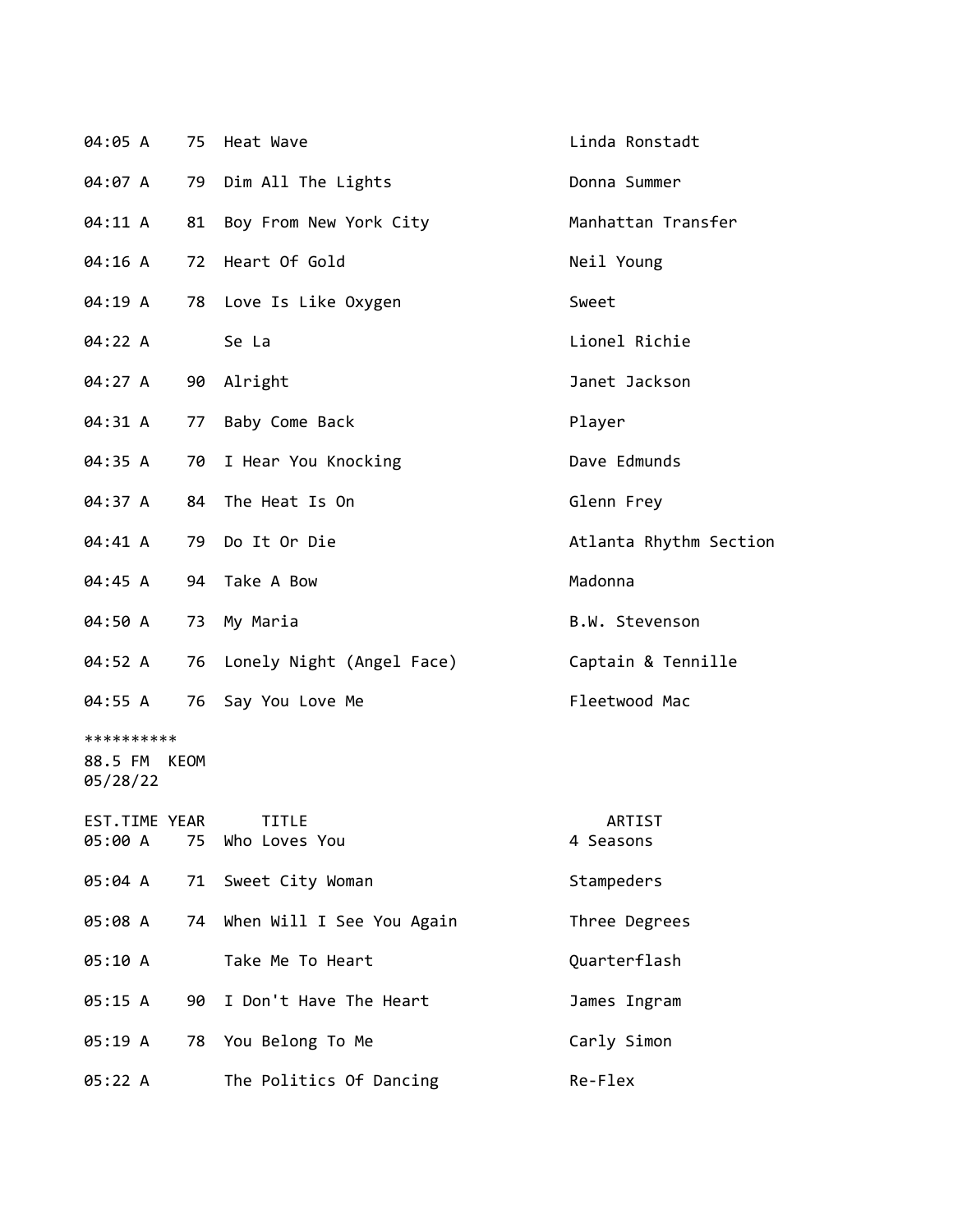| EST.TIME | YEAR | TITLE | ARTIST |
|---|---|---|---|
| 04:05 A | 75 | Heat Wave | Linda Ronstadt |
| 04:07 A | 79 | Dim All The Lights | Donna Summer |
| 04:11 A | 81 | Boy From New York City | Manhattan Transfer |
| 04:16 A | 72 | Heart Of Gold | Neil Young |
| 04:19 A | 78 | Love Is Like Oxygen | Sweet |
| 04:22 A | | Se La | Lionel Richie |
| 04:27 A | 90 | Alright | Janet Jackson |
| 04:31 A | 77 | Baby Come Back | Player |
| 04:35 A | 70 | I Hear You Knocking | Dave Edmunds |
| 04:37 A | 84 | The Heat Is On | Glenn Frey |
| 04:41 A | 79 | Do It Or Die | Atlanta Rhythm Section |
| 04:45 A | 94 | Take A Bow | Madonna |
| 04:50 A | 73 | My Maria | B.W. Stevenson |
| 04:52 A | 76 | Lonely Night (Angel Face) | Captain & Tennille |
| 04:55 A | 76 | Say You Love Me | Fleetwood Mac |

**********
88.5 FM KEOM
05/28/22

| EST.TIME | YEAR | TITLE | ARTIST |
|---|---|---|---|
| 05:00 A | 75 | Who Loves You | 4 Seasons |
| 05:04 A | 71 | Sweet City Woman | Stampeders |
| 05:08 A | 74 | When Will I See You Again | Three Degrees |
| 05:10 A | | Take Me To Heart | Quarterflash |
| 05:15 A | 90 | I Don't Have The Heart | James Ingram |
| 05:19 A | 78 | You Belong To Me | Carly Simon |
| 05:22 A | | The Politics Of Dancing | Re-Flex |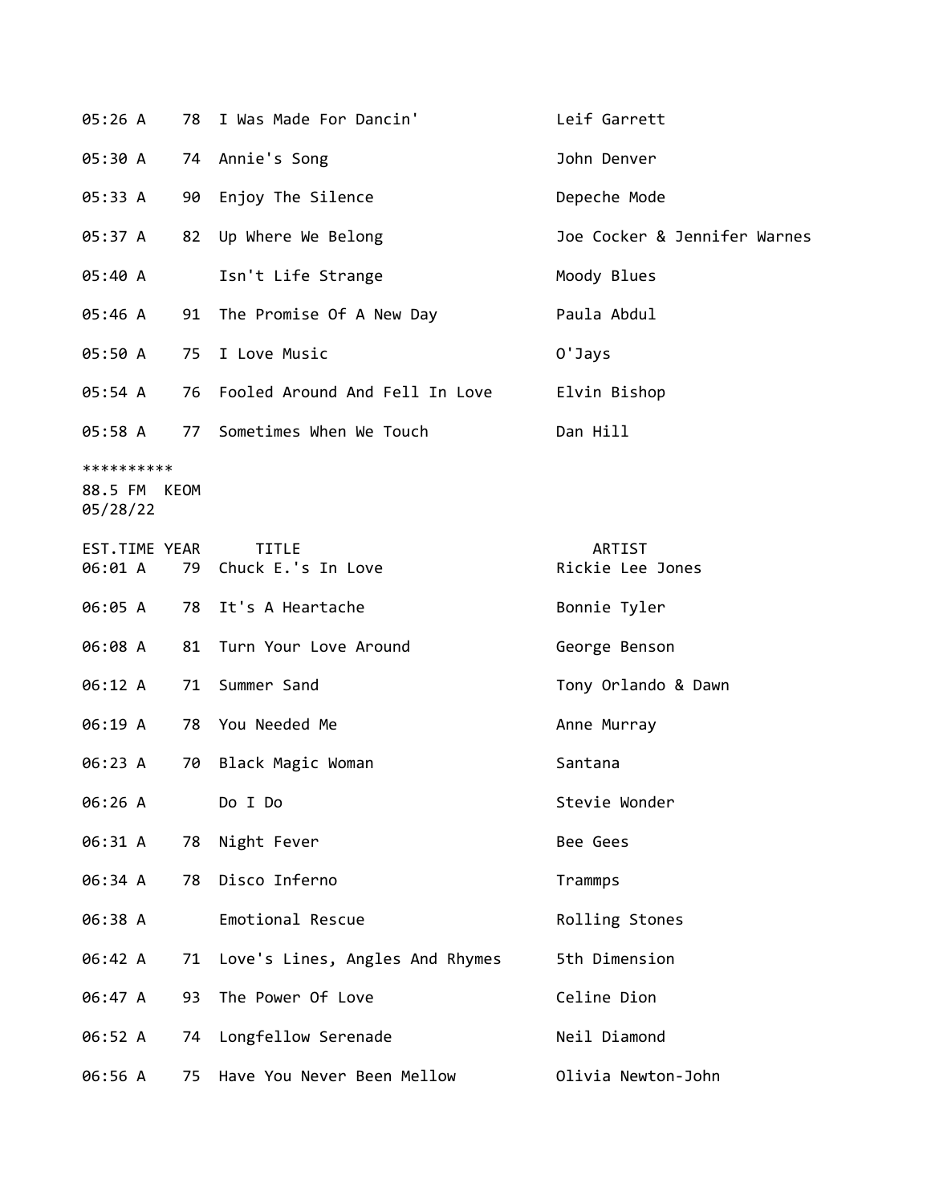| EST.TIME | YEAR | TITLE | ARTIST |
|---|---|---|---|
| 05:26 A | 78 | I Was Made For Dancin' | Leif Garrett |
| 05:30 A | 74 | Annie's Song | John Denver |
| 05:33 A | 90 | Enjoy The Silence | Depeche Mode |
| 05:37 A | 82 | Up Where We Belong | Joe Cocker & Jennifer Warnes |
| 05:40 A | | Isn't Life Strange | Moody Blues |
| 05:46 A | 91 | The Promise Of A New Day | Paula Abdul |
| 05:50 A | 75 | I Love Music | O'Jays |
| 05:54 A | 76 | Fooled Around And Fell In Love | Elvin Bishop |
| 05:58 A | 77 | Sometimes When We Touch | Dan Hill |

**********

88.5 FM KEOM

05/28/22

| EST.TIME | YEAR | TITLE | ARTIST |
|---|---|---|---|
| 06:01 A | 79 | Chuck E.'s In Love | Rickie Lee Jones |
| 06:05 A | 78 | It's A Heartache | Bonnie Tyler |
| 06:08 A | 81 | Turn Your Love Around | George Benson |
| 06:12 A | 71 | Summer Sand | Tony Orlando & Dawn |
| 06:19 A | 78 | You Needed Me | Anne Murray |
| 06:23 A | 70 | Black Magic Woman | Santana |
| 06:26 A | | Do I Do | Stevie Wonder |
| 06:31 A | 78 | Night Fever | Bee Gees |
| 06:34 A | 78 | Disco Inferno | Trammps |
| 06:38 A | | Emotional Rescue | Rolling Stones |
| 06:42 A | 71 | Love's Lines, Angles And Rhymes | 5th Dimension |
| 06:47 A | 93 | The Power Of Love | Celine Dion |
| 06:52 A | 74 | Longfellow Serenade | Neil Diamond |
| 06:56 A | 75 | Have You Never Been Mellow | Olivia Newton-John |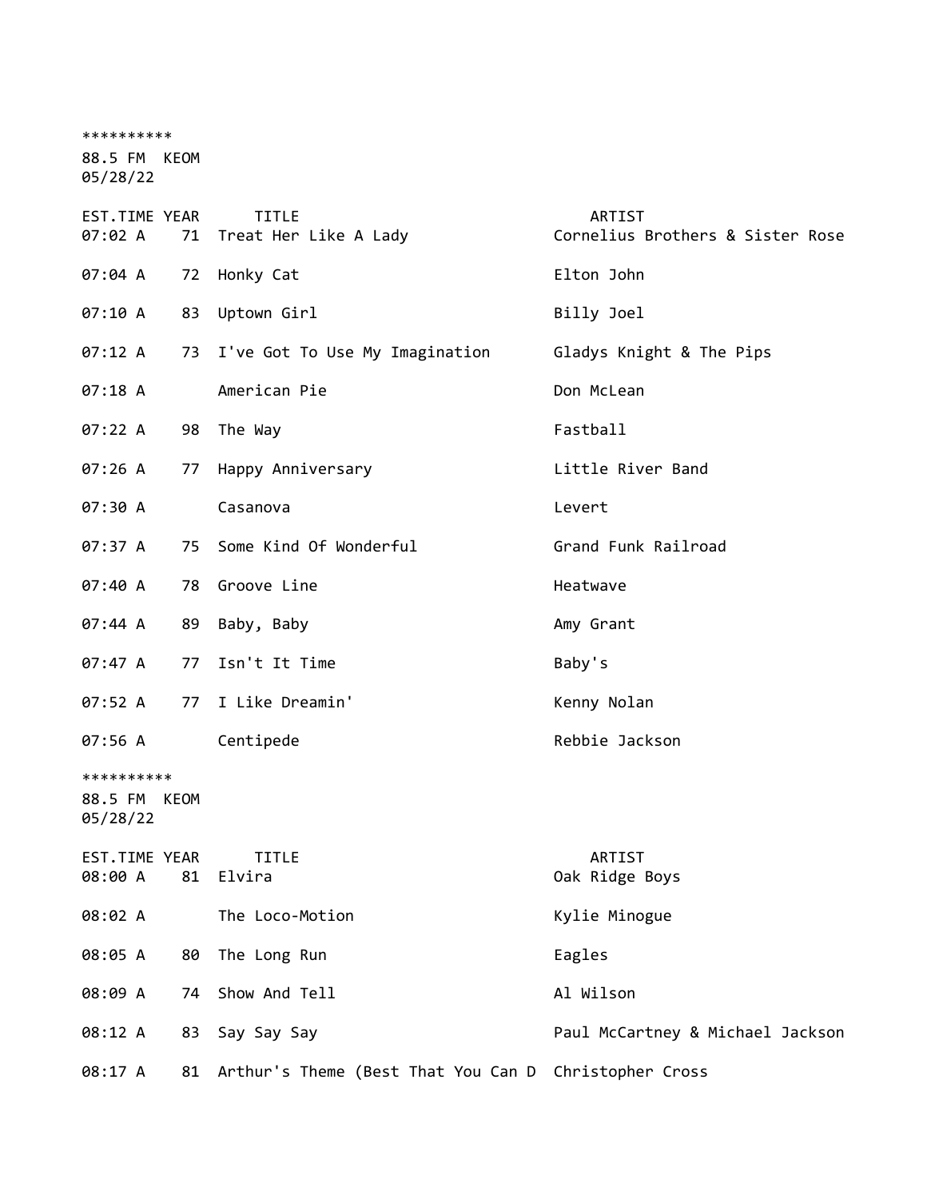**********

88.5 FM KEOM

05/28/22

| EST.TIME | YEAR | TITLE | ARTIST |
|---|---|---|---|
| 07:02 A | 71 | Treat Her Like A Lady | Cornelius Brothers & Sister Rose |
| 07:04 A | 72 | Honky Cat | Elton John |
| 07:10 A | 83 | Uptown Girl | Billy Joel |
| 07:12 A | 73 | I've Got To Use My Imagination | Gladys Knight & The Pips |
| 07:18 A | | American Pie | Don McLean |
| 07:22 A | 98 | The Way | Fastball |
| 07:26 A | 77 | Happy Anniversary | Little River Band |
| 07:30 A | | Casanova | Levert |
| 07:37 A | 75 | Some Kind Of Wonderful | Grand Funk Railroad |
| 07:40 A | 78 | Groove Line | Heatwave |
| 07:44 A | 89 | Baby, Baby | Amy Grant |
| 07:47 A | 77 | Isn't It Time | Baby's |
| 07:52 A | 77 | I Like Dreamin' | Kenny Nolan |
| 07:56 A | | Centipede | Rebbie Jackson |

**********

88.5 FM KEOM

05/28/22

| EST.TIME | YEAR | TITLE | ARTIST |
|---|---|---|---|
| 08:00 A | 81 | Elvira | Oak Ridge Boys |
| 08:02 A | | The Loco-Motion | Kylie Minogue |
| 08:05 A | 80 | The Long Run | Eagles |
| 08:09 A | 74 | Show And Tell | Al Wilson |
| 08:12 A | 83 | Say Say Say | Paul McCartney & Michael Jackson |
| 08:17 A | 81 | Arthur's Theme (Best That You Can D | Christopher Cross |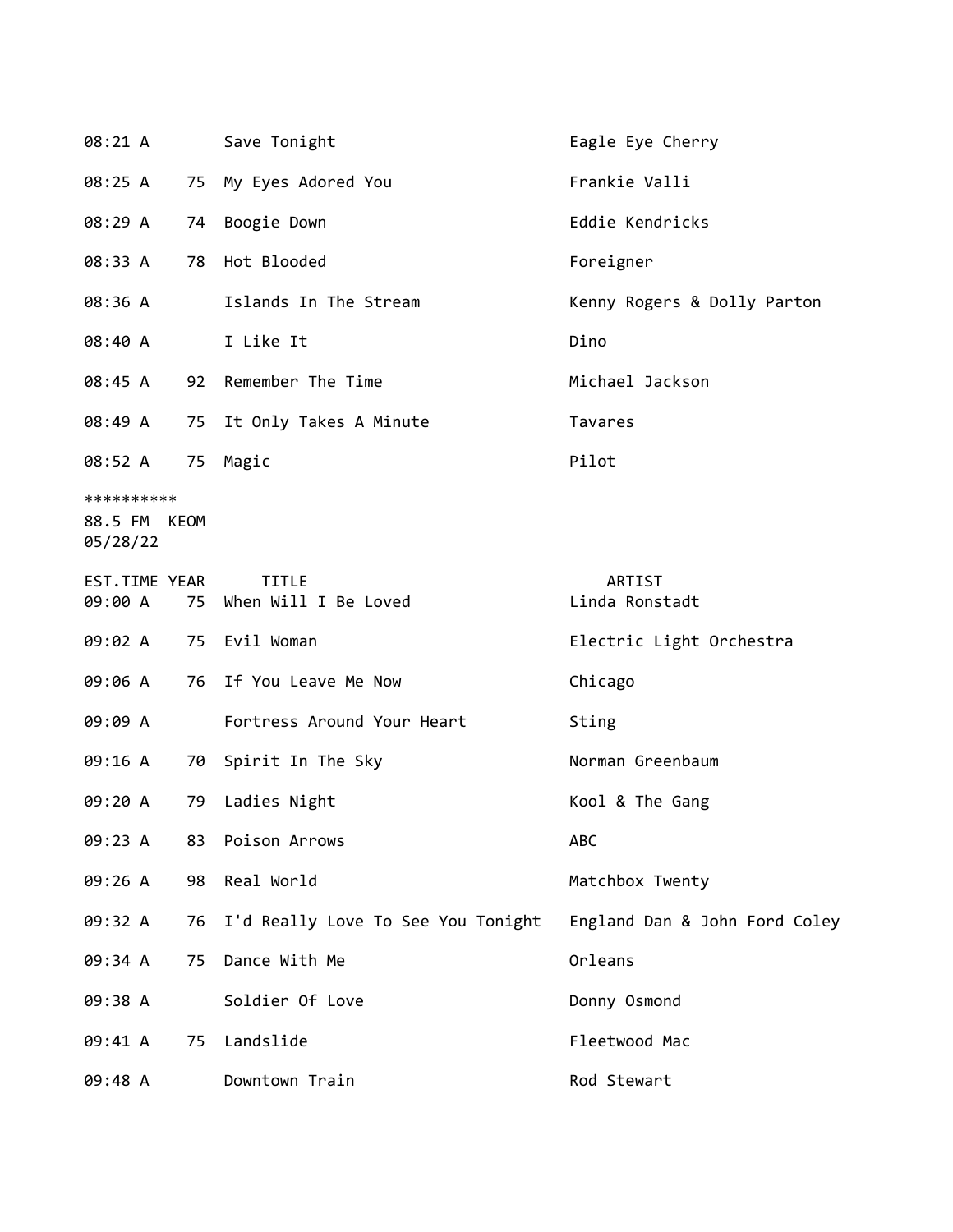| EST.TIME | YEAR | TITLE | ARTIST |
|---|---|---|---|
| 08:21 A | | Save Tonight | Eagle Eye Cherry |
| 08:25 A | 75 | My Eyes Adored You | Frankie Valli |
| 08:29 A | 74 | Boogie Down | Eddie Kendricks |
| 08:33 A | 78 | Hot Blooded | Foreigner |
| 08:36 A | | Islands In The Stream | Kenny Rogers & Dolly Parton |
| 08:40 A | | I Like It | Dino |
| 08:45 A | 92 | Remember The Time | Michael Jackson |
| 08:49 A | 75 | It Only Takes A Minute | Tavares |
| 08:52 A | 75 | Magic | Pilot |

**********
88.5 FM KEOM
05/28/22

| EST.TIME | YEAR | TITLE | ARTIST |
|---|---|---|---|
| 09:00 A | 75 | When Will I Be Loved | Linda Ronstadt |
| 09:02 A | 75 | Evil Woman | Electric Light Orchestra |
| 09:06 A | 76 | If You Leave Me Now | Chicago |
| 09:09 A | | Fortress Around Your Heart | Sting |
| 09:16 A | 70 | Spirit In The Sky | Norman Greenbaum |
| 09:20 A | 79 | Ladies Night | Kool & The Gang |
| 09:23 A | 83 | Poison Arrows | ABC |
| 09:26 A | 98 | Real World | Matchbox Twenty |
| 09:32 A | 76 | I'd Really Love To See You Tonight | England Dan & John Ford Coley |
| 09:34 A | 75 | Dance With Me | Orleans |
| 09:38 A | | Soldier Of Love | Donny Osmond |
| 09:41 A | 75 | Landslide | Fleetwood Mac |
| 09:48 A | | Downtown Train | Rod Stewart |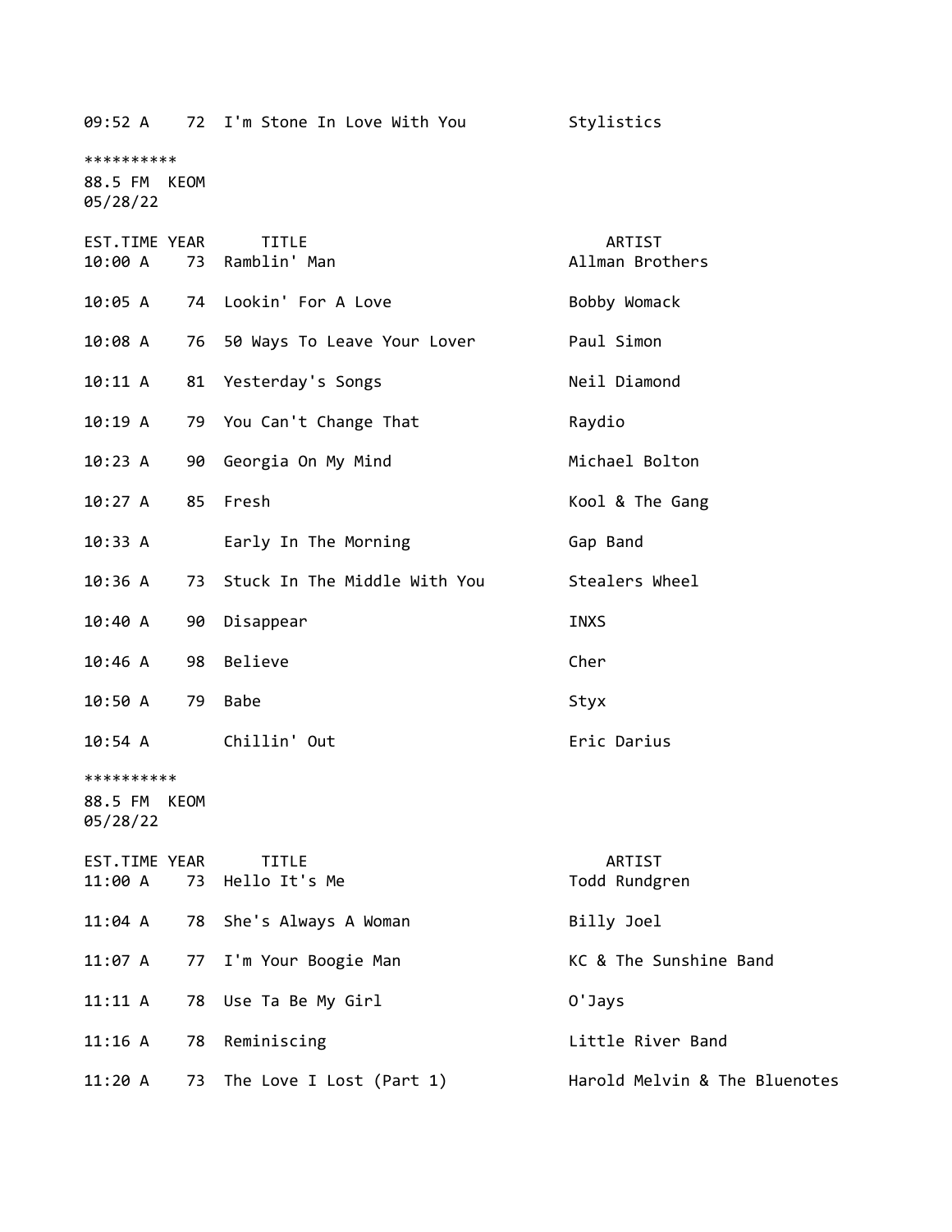| EST.TIME | YEAR | TITLE | ARTIST |
|---|---|---|---|
| 09:52 A | 72 | I'm Stone In Love With You | Stylistics |

**********
88.5 FM KEOM
05/28/22

| EST.TIME | YEAR | TITLE | ARTIST |
|---|---|---|---|
| 10:00 A | 73 | Ramblin' Man | Allman Brothers |
| 10:05 A | 74 | Lookin' For A Love | Bobby Womack |
| 10:08 A | 76 | 50 Ways To Leave Your Lover | Paul Simon |
| 10:11 A | 81 | Yesterday's Songs | Neil Diamond |
| 10:19 A | 79 | You Can't Change That | Raydio |
| 10:23 A | 90 | Georgia On My Mind | Michael Bolton |
| 10:27 A | 85 | Fresh | Kool & The Gang |
| 10:33 A | | Early In The Morning | Gap Band |
| 10:36 A | 73 | Stuck In The Middle With You | Stealers Wheel |
| 10:40 A | 90 | Disappear | INXS |
| 10:46 A | 98 | Believe | Cher |
| 10:50 A | 79 | Babe | Styx |
| 10:54 A | | Chillin' Out | Eric Darius |

**********
88.5 FM KEOM
05/28/22

| EST.TIME | YEAR | TITLE | ARTIST |
|---|---|---|---|
| 11:00 A | 73 | Hello It's Me | Todd Rundgren |
| 11:04 A | 78 | She's Always A Woman | Billy Joel |
| 11:07 A | 77 | I'm Your Boogie Man | KC & The Sunshine Band |
| 11:11 A | 78 | Use Ta Be My Girl | O'Jays |
| 11:16 A | 78 | Reminiscing | Little River Band |
| 11:20 A | 73 | The Love I Lost (Part 1) | Harold Melvin & The Bluenotes |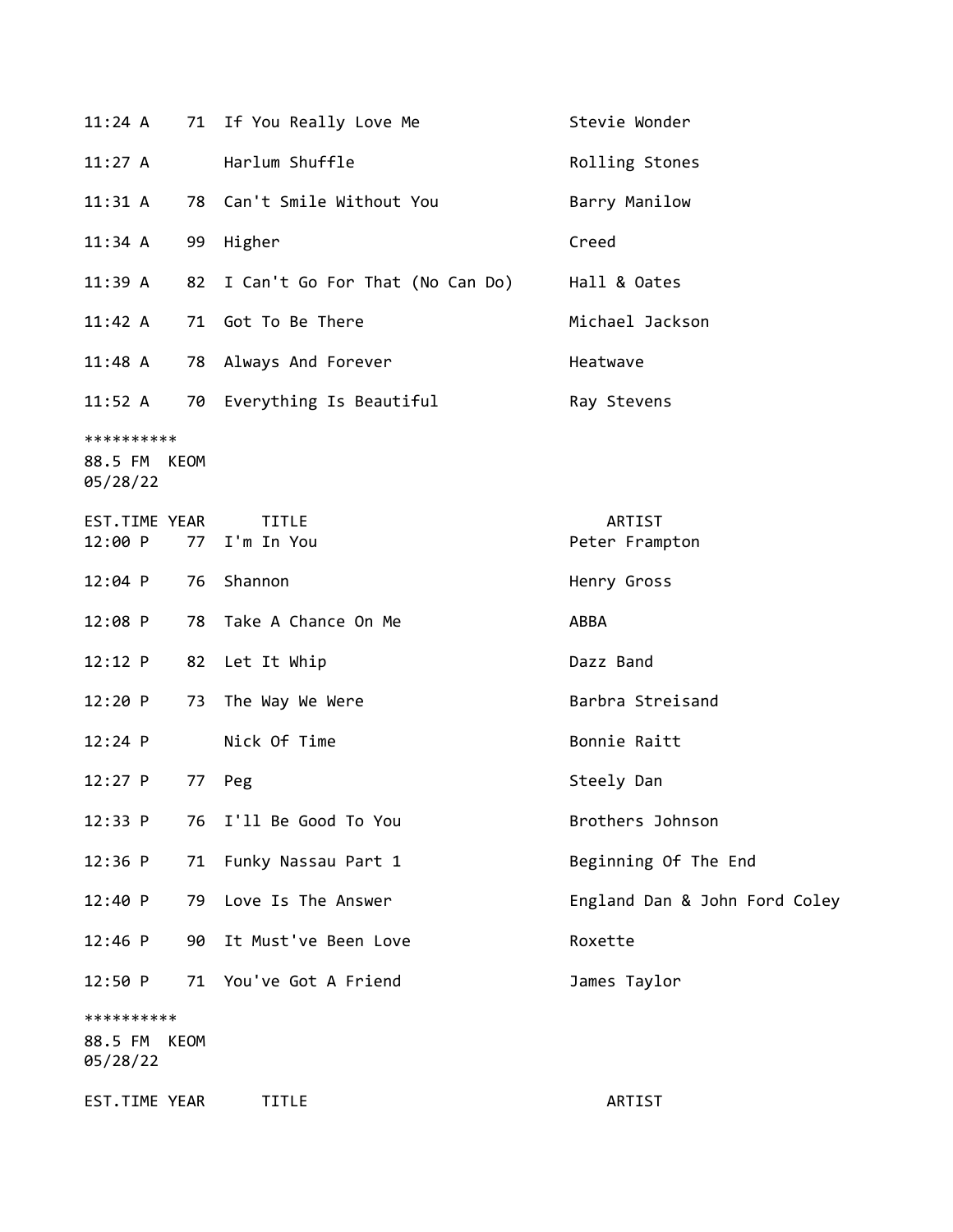| EST.TIME | YEAR | TITLE | ARTIST |
|---|---|---|---|
| 11:24 A | 71 | If You Really Love Me | Stevie Wonder |
| 11:27 A | | Harlum Shuffle | Rolling Stones |
| 11:31 A | 78 | Can't Smile Without You | Barry Manilow |
| 11:34 A | 99 | Higher | Creed |
| 11:39 A | 82 | I Can't Go For That (No Can Do) | Hall & Oates |
| 11:42 A | 71 | Got To Be There | Michael Jackson |
| 11:48 A | 78 | Always And Forever | Heatwave |
| 11:52 A | 70 | Everything Is Beautiful | Ray Stevens |

**********
88.5 FM KEOM
05/28/22

| EST.TIME | YEAR | TITLE | ARTIST |
|---|---|---|---|
| 12:00 P | 77 | I'm In You | Peter Frampton |
| 12:04 P | 76 | Shannon | Henry Gross |
| 12:08 P | 78 | Take A Chance On Me | ABBA |
| 12:12 P | 82 | Let It Whip | Dazz Band |
| 12:20 P | 73 | The Way We Were | Barbra Streisand |
| 12:24 P | | Nick Of Time | Bonnie Raitt |
| 12:27 P | 77 | Peg | Steely Dan |
| 12:33 P | 76 | I'll Be Good To You | Brothers Johnson |
| 12:36 P | 71 | Funky Nassau Part 1 | Beginning Of The End |
| 12:40 P | 79 | Love Is The Answer | England Dan & John Ford Coley |
| 12:46 P | 90 | It Must've Been Love | Roxette |
| 12:50 P | 71 | You've Got A Friend | James Taylor |

**********
88.5 FM KEOM
05/28/22

| EST.TIME | YEAR | TITLE | ARTIST |
|---|---|---|---|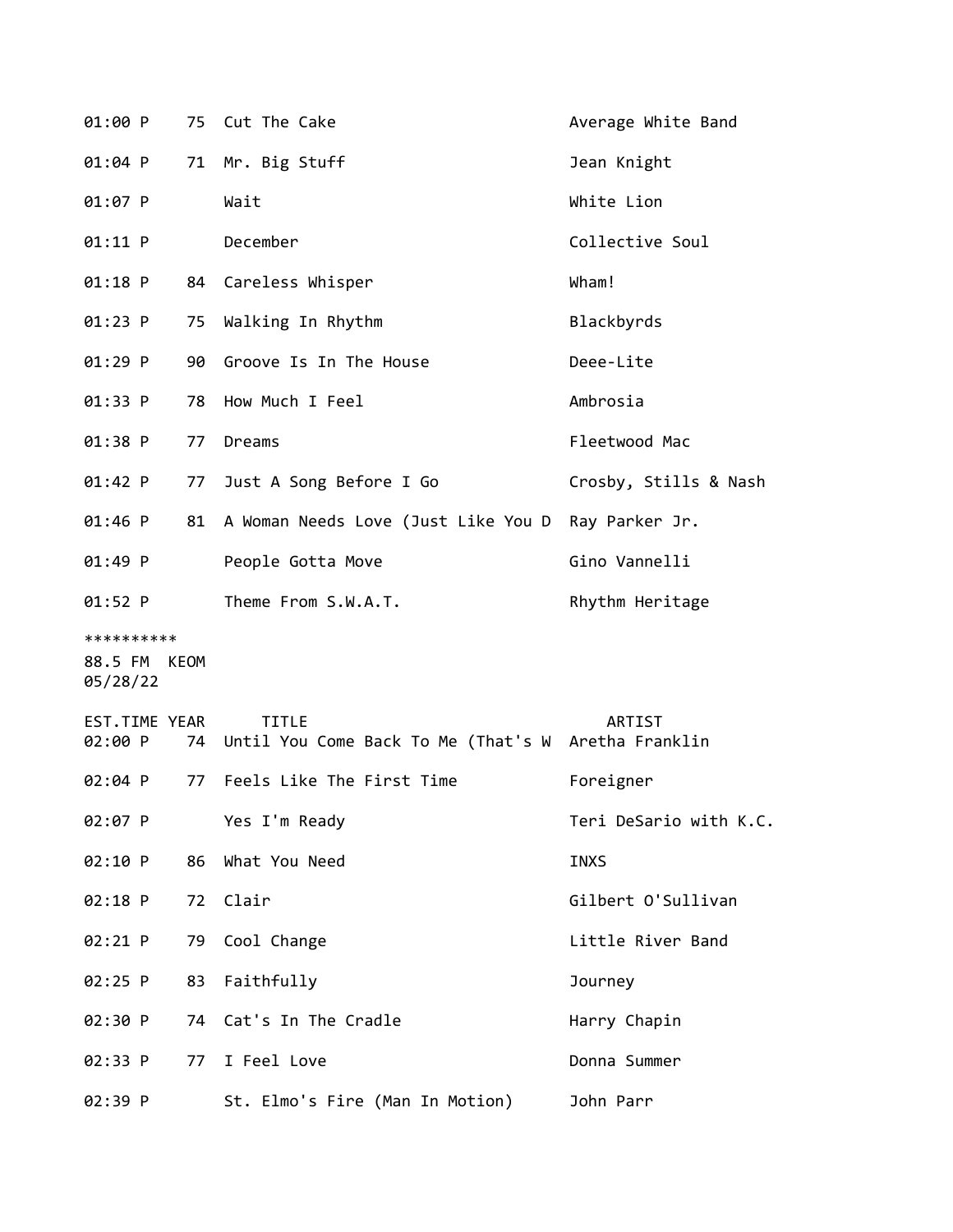| EST.TIME | YEAR | TITLE | ARTIST |
|---|---|---|---|
| 01:00 P | 75 | Cut The Cake | Average White Band |
| 01:04 P | 71 | Mr. Big Stuff | Jean Knight |
| 01:07 P | | Wait | White Lion |
| 01:11 P | | December | Collective Soul |
| 01:18 P | 84 | Careless Whisper | Wham! |
| 01:23 P | 75 | Walking In Rhythm | Blackbyrds |
| 01:29 P | 90 | Groove Is In The House | Deee-Lite |
| 01:33 P | 78 | How Much I Feel | Ambrosia |
| 01:38 P | 77 | Dreams | Fleetwood Mac |
| 01:42 P | 77 | Just A Song Before I Go | Crosby, Stills & Nash |
| 01:46 P | 81 | A Woman Needs Love (Just Like You D | Ray Parker Jr. |
| 01:49 P | | People Gotta Move | Gino Vannelli |
| 01:52 P | | Theme From S.W.A.T. | Rhythm Heritage |

**********

88.5 FM KEOM

05/28/22

| EST.TIME | YEAR | TITLE | ARTIST |
|---|---|---|---|
| 02:00 P | 74 | Until You Come Back To Me (That's W | Aretha Franklin |
| 02:04 P | 77 | Feels Like The First Time | Foreigner |
| 02:07 P | | Yes I'm Ready | Teri DeSario with K.C. |
| 02:10 P | 86 | What You Need | INXS |
| 02:18 P | 72 | Clair | Gilbert O'Sullivan |
| 02:21 P | 79 | Cool Change | Little River Band |
| 02:25 P | 83 | Faithfully | Journey |
| 02:30 P | 74 | Cat's In The Cradle | Harry Chapin |
| 02:33 P | 77 | I Feel Love | Donna Summer |
| 02:39 P | | St. Elmo's Fire (Man In Motion) | John Parr |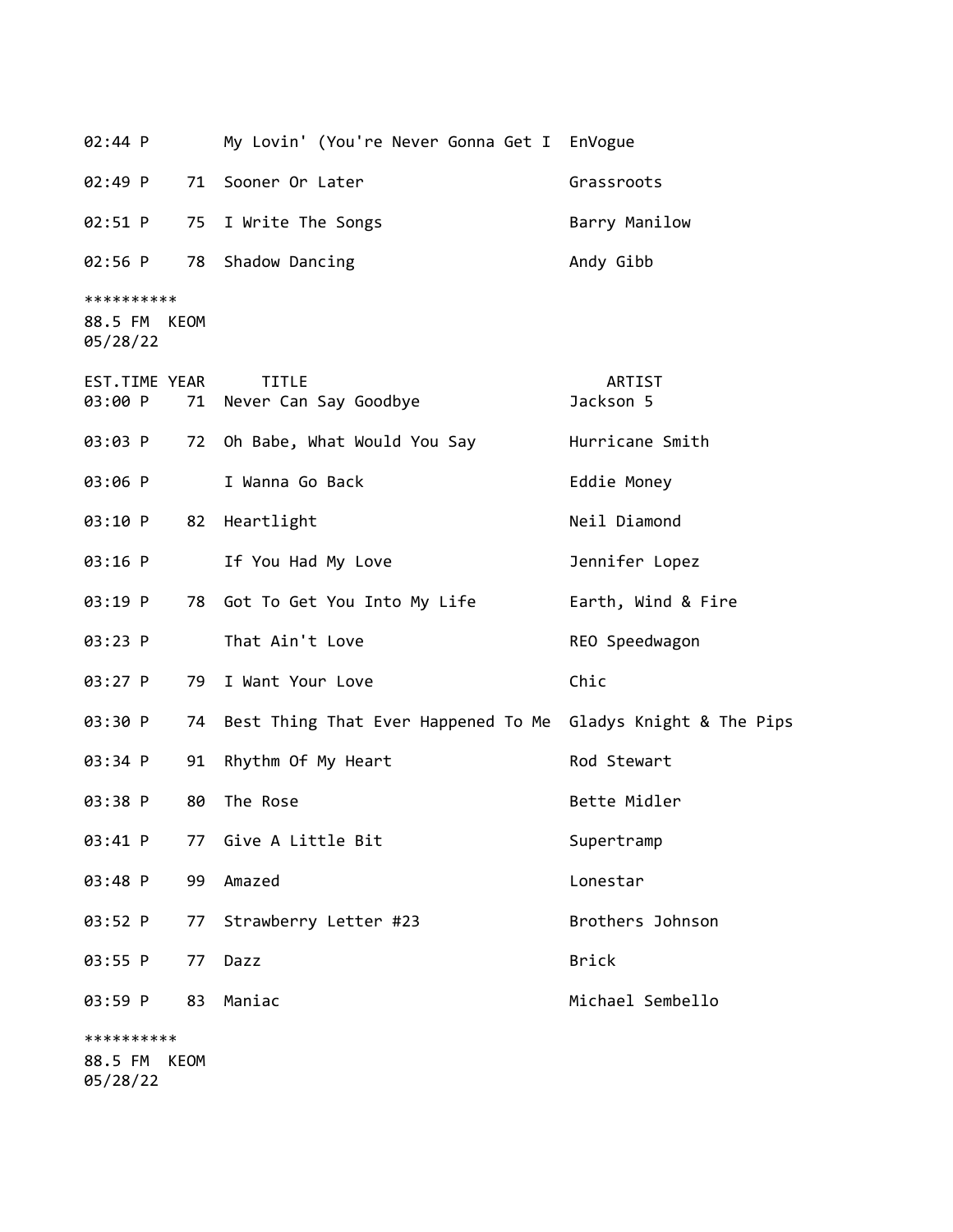| EST.TIME | YEAR | TITLE | ARTIST |
|---|---|---|---|
| 02:44 P | | My Lovin' (You're Never Gonna Get I | EnVogue |
| 02:49 P | 71 | Sooner Or Later | Grassroots |
| 02:51 P | 75 | I Write The Songs | Barry Manilow |
| 02:56 P | 78 | Shadow Dancing | Andy Gibb |

**********
88.5 FM KEOM
05/28/22

| EST.TIME | YEAR | TITLE | ARTIST |
|---|---|---|---|
| 03:00 P | 71 | Never Can Say Goodbye | Jackson 5 |
| 03:03 P | 72 | Oh Babe, What Would You Say | Hurricane Smith |
| 03:06 P | | I Wanna Go Back | Eddie Money |
| 03:10 P | 82 | Heartlight | Neil Diamond |
| 03:16 P | | If You Had My Love | Jennifer Lopez |
| 03:19 P | 78 | Got To Get You Into My Life | Earth, Wind & Fire |
| 03:23 P | | That Ain't Love | REO Speedwagon |
| 03:27 P | 79 | I Want Your Love | Chic |
| 03:30 P | 74 | Best Thing That Ever Happened To Me | Gladys Knight & The Pips |
| 03:34 P | 91 | Rhythm Of My Heart | Rod Stewart |
| 03:38 P | 80 | The Rose | Bette Midler |
| 03:41 P | 77 | Give A Little Bit | Supertramp |
| 03:48 P | 99 | Amazed | Lonestar |
| 03:52 P | 77 | Strawberry Letter #23 | Brothers Johnson |
| 03:55 P | 77 | Dazz | Brick |
| 03:59 P | 83 | Maniac | Michael Sembello |

**********
88.5 FM KEOM
05/28/22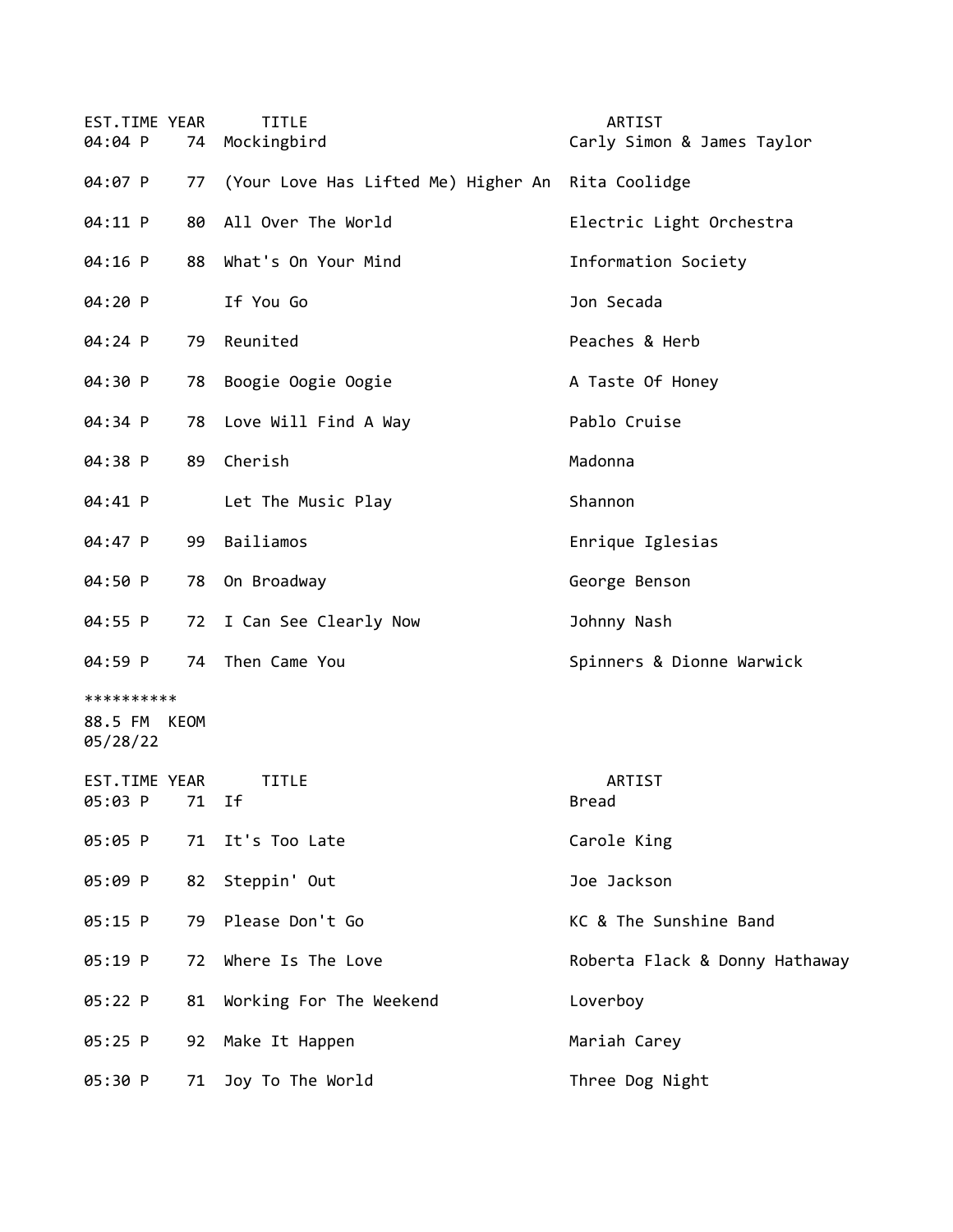| EST.TIME | YEAR | TITLE | ARTIST |
|---|---|---|---|
| 04:04 P | 74 | Mockingbird | Carly Simon & James Taylor |
| 04:07 P | 77 | (Your Love Has Lifted Me) Higher An | Rita Coolidge |
| 04:11 P | 80 | All Over The World | Electric Light Orchestra |
| 04:16 P | 88 | What's On Your Mind | Information Society |
| 04:20 P | | If You Go | Jon Secada |
| 04:24 P | 79 | Reunited | Peaches & Herb |
| 04:30 P | 78 | Boogie Oogie Oogie | A Taste Of Honey |
| 04:34 P | 78 | Love Will Find A Way | Pablo Cruise |
| 04:38 P | 89 | Cherish | Madonna |
| 04:41 P | | Let The Music Play | Shannon |
| 04:47 P | 99 | Bailiamos | Enrique Iglesias |
| 04:50 P | 78 | On Broadway | George Benson |
| 04:55 P | 72 | I Can See Clearly Now | Johnny Nash |
| 04:59 P | 74 | Then Came You | Spinners & Dionne Warwick |

**********
88.5 FM KEOM
05/28/22

| EST.TIME | YEAR | TITLE | ARTIST |
|---|---|---|---|
| 05:03 P | 71 | If | Bread |
| 05:05 P | 71 | It's Too Late | Carole King |
| 05:09 P | 82 | Steppin' Out | Joe Jackson |
| 05:15 P | 79 | Please Don't Go | KC & The Sunshine Band |
| 05:19 P | 72 | Where Is The Love | Roberta Flack & Donny Hathaway |
| 05:22 P | 81 | Working For The Weekend | Loverboy |
| 05:25 P | 92 | Make It Happen | Mariah Carey |
| 05:30 P | 71 | Joy To The World | Three Dog Night |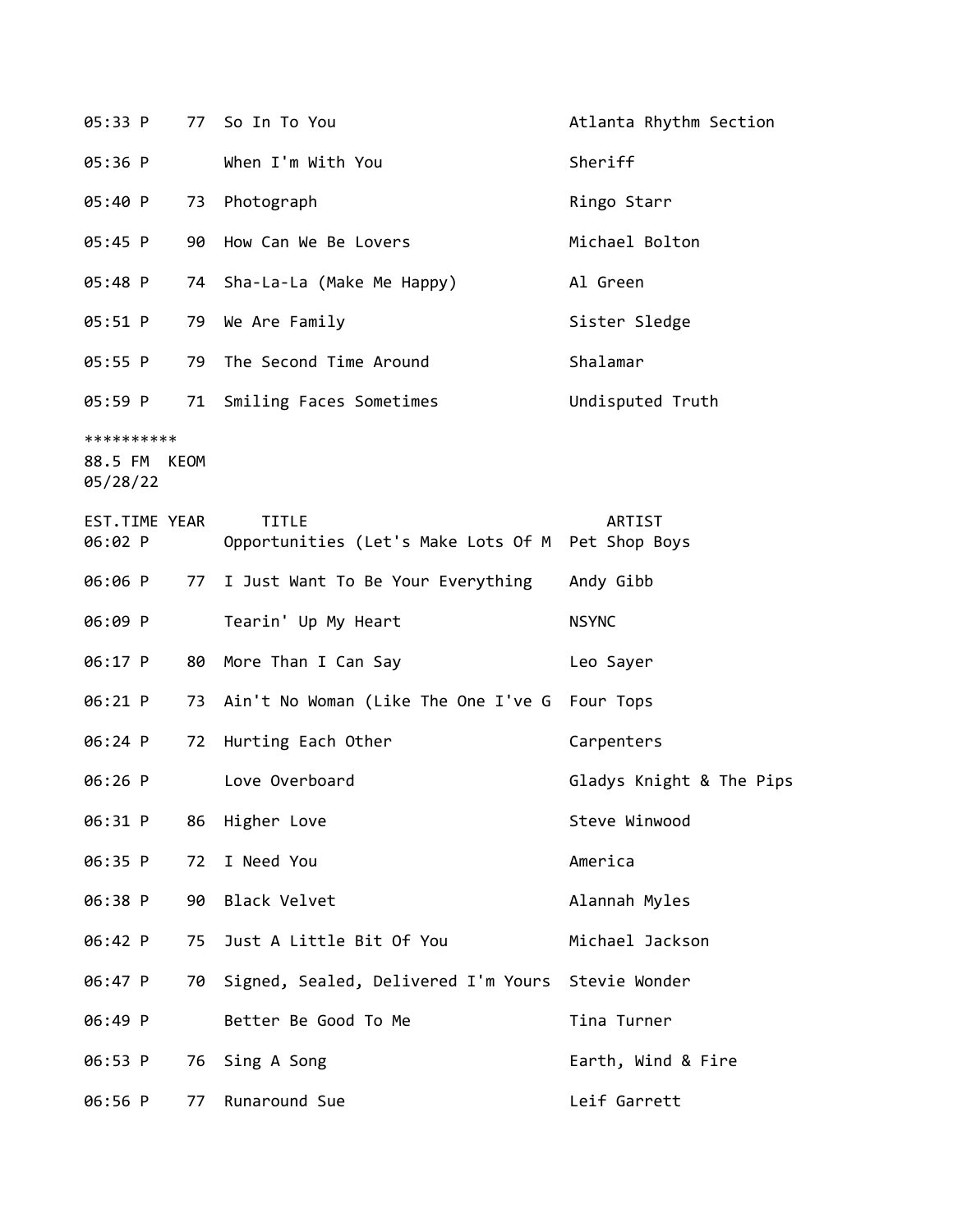| EST.TIME | YEAR | TITLE | ARTIST |
|---|---|---|---|
| 05:33 P | 77 | So In To You | Atlanta Rhythm Section |
| 05:36 P | | When I'm With You | Sheriff |
| 05:40 P | 73 | Photograph | Ringo Starr |
| 05:45 P | 90 | How Can We Be Lovers | Michael Bolton |
| 05:48 P | 74 | Sha-La-La (Make Me Happy) | Al Green |
| 05:51 P | 79 | We Are Family | Sister Sledge |
| 05:55 P | 79 | The Second Time Around | Shalamar |
| 05:59 P | 71 | Smiling Faces Sometimes | Undisputed Truth |

**********
88.5 FM KEOM
05/28/22

| EST.TIME | YEAR | TITLE | ARTIST |
|---|---|---|---|
| 06:02 P | | Opportunities (Let's Make Lots Of M | Pet Shop Boys |
| 06:06 P | 77 | I Just Want To Be Your Everything | Andy Gibb |
| 06:09 P | | Tearin' Up My Heart | NSYNC |
| 06:17 P | 80 | More Than I Can Say | Leo Sayer |
| 06:21 P | 73 | Ain't No Woman (Like The One I've G | Four Tops |
| 06:24 P | 72 | Hurting Each Other | Carpenters |
| 06:26 P | | Love Overboard | Gladys Knight & The Pips |
| 06:31 P | 86 | Higher Love | Steve Winwood |
| 06:35 P | 72 | I Need You | America |
| 06:38 P | 90 | Black Velvet | Alannah Myles |
| 06:42 P | 75 | Just A Little Bit Of You | Michael Jackson |
| 06:47 P | 70 | Signed, Sealed, Delivered I'm Yours | Stevie Wonder |
| 06:49 P | | Better Be Good To Me | Tina Turner |
| 06:53 P | 76 | Sing A Song | Earth, Wind & Fire |
| 06:56 P | 77 | Runaround Sue | Leif Garrett |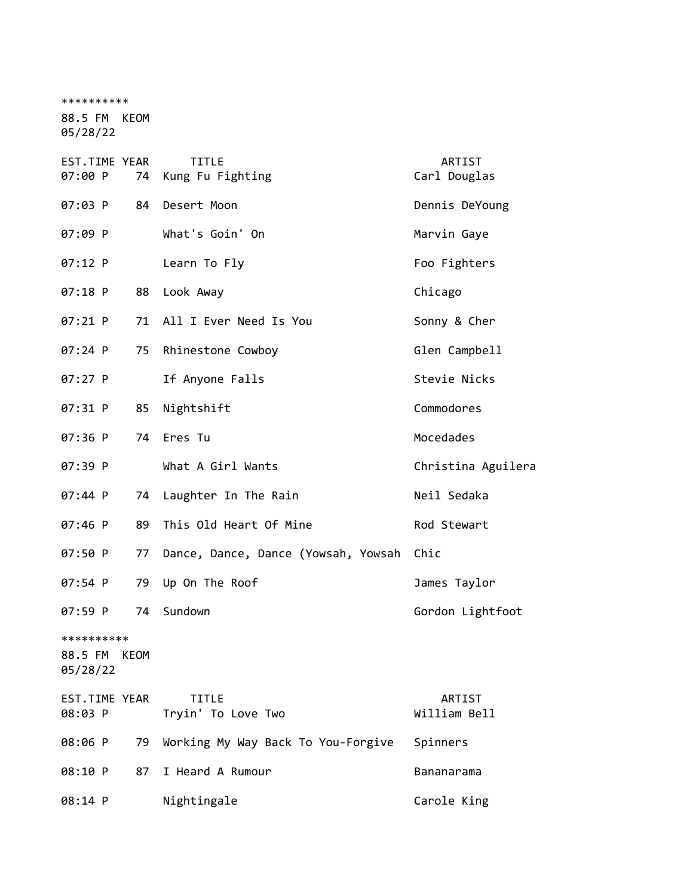**********
88.5 FM  KEOM
05/28/22

| EST.TIME | YEAR | TITLE | ARTIST |
|---|---|---|---|
| 07:00 P | 74 | Kung Fu Fighting | Carl Douglas |
| 07:03 P | 84 | Desert Moon | Dennis DeYoung |
| 07:09 P | | What's Goin' On | Marvin Gaye |
| 07:12 P | | Learn To Fly | Foo Fighters |
| 07:18 P | 88 | Look Away | Chicago |
| 07:21 P | 71 | All I Ever Need Is You | Sonny & Cher |
| 07:24 P | 75 | Rhinestone Cowboy | Glen Campbell |
| 07:27 P | | If Anyone Falls | Stevie Nicks |
| 07:31 P | 85 | Nightshift | Commodores |
| 07:36 P | 74 | Eres Tu | Mocedades |
| 07:39 P | | What A Girl Wants | Christina Aguilera |
| 07:44 P | 74 | Laughter In The Rain | Neil Sedaka |
| 07:46 P | 89 | This Old Heart Of Mine | Rod Stewart |
| 07:50 P | 77 | Dance, Dance, Dance (Yowsah, Yowsah | Chic |
| 07:54 P | 79 | Up On The Roof | James Taylor |
| 07:59 P | 74 | Sundown | Gordon Lightfoot |

**********
88.5 FM  KEOM
05/28/22

| EST.TIME | YEAR | TITLE | ARTIST |
|---|---|---|---|
| 08:03 P | | Tryin' To Love Two | William Bell |
| 08:06 P | 79 | Working My Way Back To You-Forgive | Spinners |
| 08:10 P | 87 | I Heard A Rumour | Bananarama |
| 08:14 P | | Nightingale | Carole King |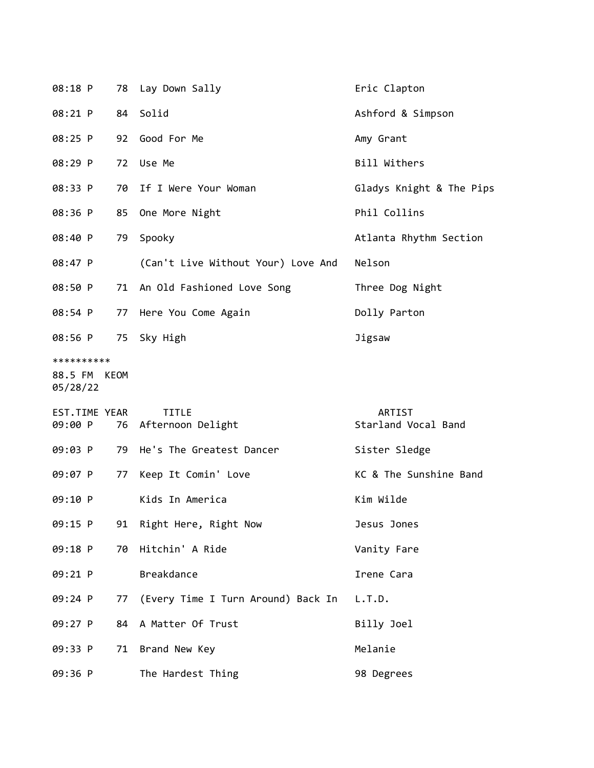| EST.TIME | YEAR | TITLE | ARTIST |
|---|---|---|---|
| 08:18 P | 78 | Lay Down Sally | Eric Clapton |
| 08:21 P | 84 | Solid | Ashford & Simpson |
| 08:25 P | 92 | Good For Me | Amy Grant |
| 08:29 P | 72 | Use Me | Bill Withers |
| 08:33 P | 70 | If I Were Your Woman | Gladys Knight & The Pips |
| 08:36 P | 85 | One More Night | Phil Collins |
| 08:40 P | 79 | Spooky | Atlanta Rhythm Section |
| 08:47 P | | (Can't Live Without Your) Love And | Nelson |
| 08:50 P | 71 | An Old Fashioned Love Song | Three Dog Night |
| 08:54 P | 77 | Here You Come Again | Dolly Parton |
| 08:56 P | 75 | Sky High | Jigsaw |

**********
88.5 FM KEOM
05/28/22

| EST.TIME | YEAR | TITLE | ARTIST |
|---|---|---|---|
| 09:00 P | 76 | Afternoon Delight | Starland Vocal Band |
| 09:03 P | 79 | He's The Greatest Dancer | Sister Sledge |
| 09:07 P | 77 | Keep It Comin' Love | KC & The Sunshine Band |
| 09:10 P | | Kids In America | Kim Wilde |
| 09:15 P | 91 | Right Here, Right Now | Jesus Jones |
| 09:18 P | 70 | Hitchin' A Ride | Vanity Fare |
| 09:21 P | | Breakdance | Irene Cara |
| 09:24 P | 77 | (Every Time I Turn Around) Back In | L.T.D. |
| 09:27 P | 84 | A Matter Of Trust | Billy Joel |
| 09:33 P | 71 | Brand New Key | Melanie |
| 09:36 P | | The Hardest Thing | 98 Degrees |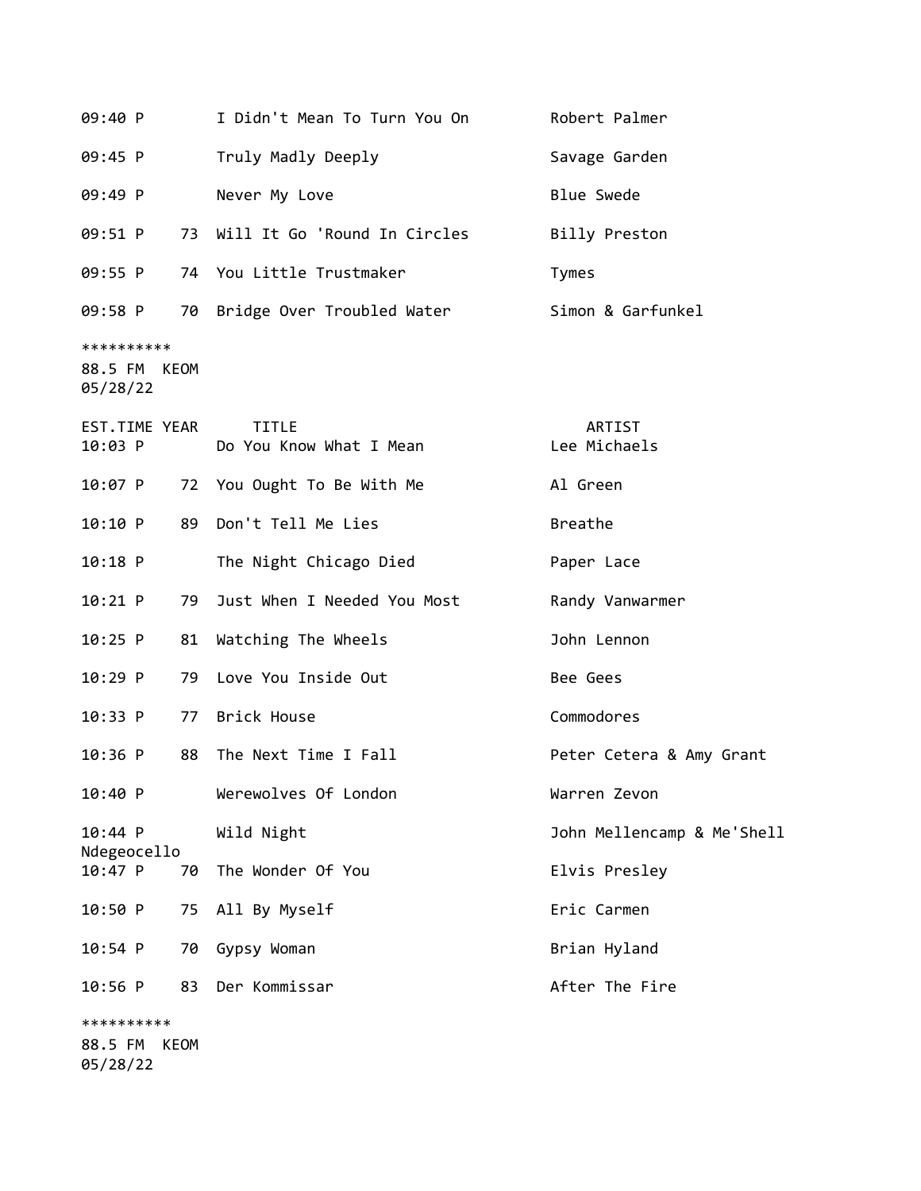| EST.TIME | YEAR | TITLE | ARTIST |
|---|---|---|---|
| 09:40 P | | I Didn't Mean To Turn You On | Robert Palmer |
| 09:45 P | | Truly Madly Deeply | Savage Garden |
| 09:49 P | | Never My Love | Blue Swede |
| 09:51 P | 73 | Will It Go 'Round In Circles | Billy Preston |
| 09:55 P | 74 | You Little Trustmaker | Tymes |
| 09:58 P | 70 | Bridge Over Troubled Water | Simon & Garfunkel |

**********
88.5 FM KEOM
05/28/22

| EST.TIME | YEAR | TITLE | ARTIST |
|---|---|---|---|
| 10:03 P | | Do You Know What I Mean | Lee Michaels |
| 10:07 P | 72 | You Ought To Be With Me | Al Green |
| 10:10 P | 89 | Don't Tell Me Lies | Breathe |
| 10:18 P | | The Night Chicago Died | Paper Lace |
| 10:21 P | 79 | Just When I Needed You Most | Randy Vanwarmer |
| 10:25 P | 81 | Watching The Wheels | John Lennon |
| 10:29 P | 79 | Love You Inside Out | Bee Gees |
| 10:33 P | 77 | Brick House | Commodores |
| 10:36 P | 88 | The Next Time I Fall | Peter Cetera & Amy Grant |
| 10:40 P | | Werewolves Of London | Warren Zevon |
| 10:44 P | | Wild Night | John Mellencamp & Me'Shell Ndegeocello |
| 10:47 P | 70 | The Wonder Of You | Elvis Presley |
| 10:50 P | 75 | All By Myself | Eric Carmen |
| 10:54 P | 70 | Gypsy Woman | Brian Hyland |
| 10:56 P | 83 | Der Kommissar | After The Fire |

**********
88.5 FM KEOM
05/28/22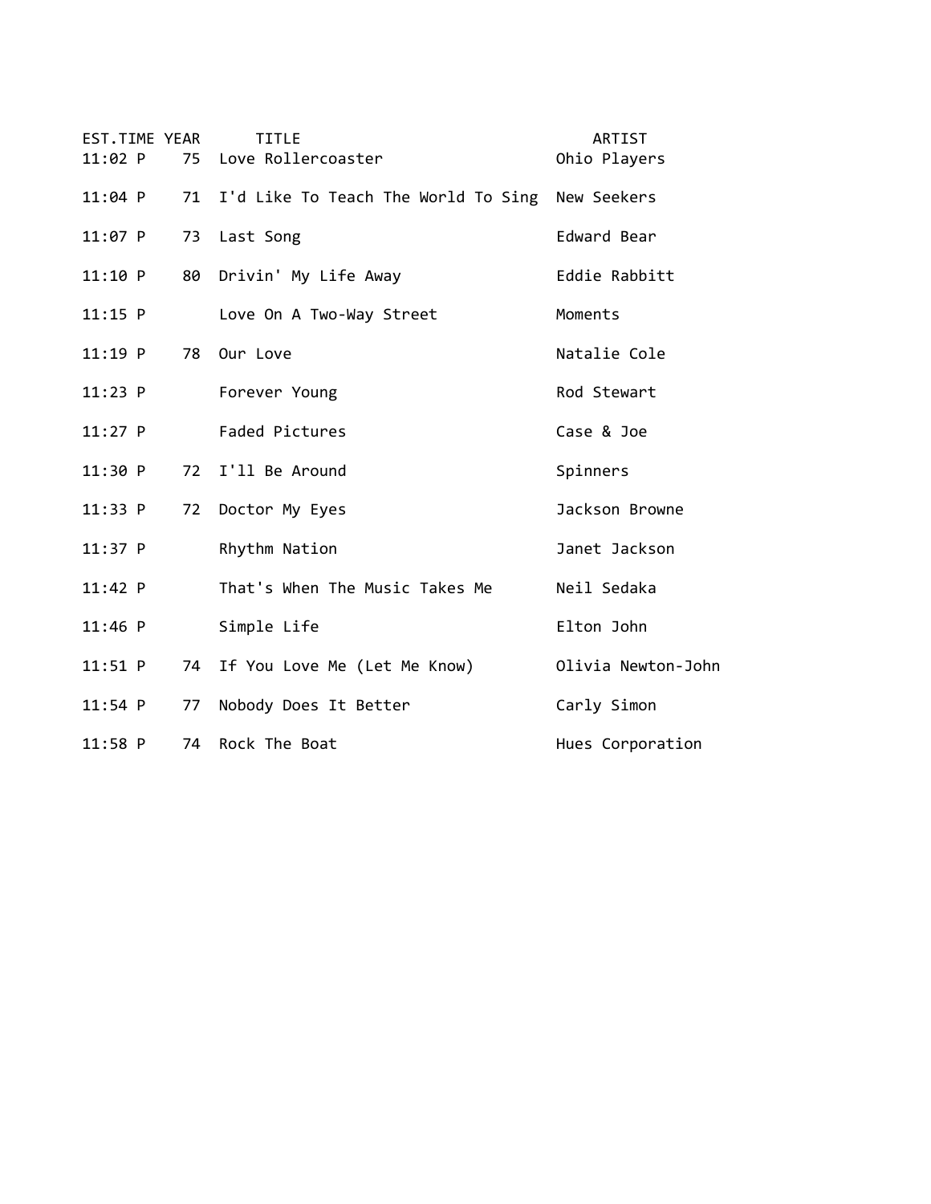| EST.TIME | YEAR | TITLE | ARTIST |
| --- | --- | --- | --- |
| 11:02 P | 75 | Love Rollercoaster | Ohio Players |
| 11:04 P | 71 | I'd Like To Teach The World To Sing | New Seekers |
| 11:07 P | 73 | Last Song | Edward Bear |
| 11:10 P | 80 | Drivin' My Life Away | Eddie Rabbitt |
| 11:15 P | | Love On A Two-Way Street | Moments |
| 11:19 P | 78 | Our Love | Natalie Cole |
| 11:23 P | | Forever Young | Rod Stewart |
| 11:27 P | | Faded Pictures | Case & Joe |
| 11:30 P | 72 | I'll Be Around | Spinners |
| 11:33 P | 72 | Doctor My Eyes | Jackson Browne |
| 11:37 P | | Rhythm Nation | Janet Jackson |
| 11:42 P | | That's When The Music Takes Me | Neil Sedaka |
| 11:46 P | | Simple Life | Elton John |
| 11:51 P | 74 | If You Love Me (Let Me Know) | Olivia Newton-John |
| 11:54 P | 77 | Nobody Does It Better | Carly Simon |
| 11:58 P | 74 | Rock The Boat | Hues Corporation |